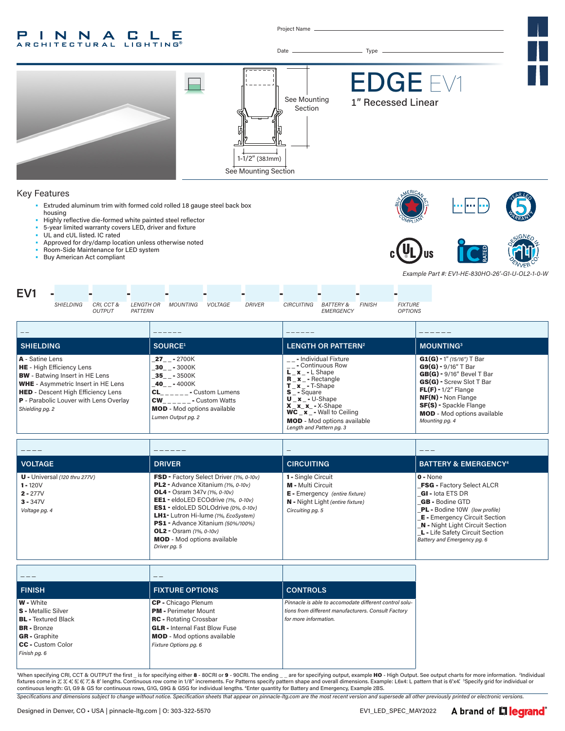# PINNACLE ARCHITECTURAL LIGHTING®

Project Name

Date Type

# EDGE EV1

## 1" Recessed Linear

See Mounting Section

1-1/2" (38.1mm)

See Mounting Section

## Key Features

- Extruded aluminum trim with formed cold rolled 18 gauge steel back box housing
- Highly reflective die-formed white painted steel reflector
- 5-year limited warranty covers LED, driver and fixture
- UL and cUL listed. IC rated
- Approved for dry/damp location unless otherwise noted
- Room-Side Maintenance for LED system
- Buy American Act compliant

*Example Part #: EV1-HE-830HO-26'-G1-U-OL2-1-0-W*

**EV1** - SHIELDING - CRI, CCT & OUTPUT - LENGTH OR PATTERN - MOUNTING - VOLTAGE - DRIVER - CIRCUITING - BATTERY & EMERGENCY - FINISH - FIXTURE OPTIONS

| _ _ | _ _ _ _ _ _ | _ _ _ _ _ _ | _ _ _ _ _ _ |
|---|---|---|---|
| **SHIELDING** | **SOURCE**[1] | **LENGTH OR PATTERN**[2] | **MOUNTING**[3] |
| **A** - Satine Lens<br>**HE** - High Efficiency Lens<br>**BW** - Batwing Insert in HE Lens<br>**WHE** - Asymmetric Insert in HE Lens<br>**HED** - Descent High Efficiency Lens<br>**P** - Parabolic Louver with Lens Overlay<br>*Shielding pg. 2* | **_27_ _** - 2700K<br>**_30_ _** - 3000K<br>**_35_ _** - 3500K<br>**_40_ _** - 4000K<br>**CL_ _ _ _ _ _** - Custom Lumens<br>**CW_ _ _ _ _ _** - Custom Watts<br>**MOD** - Mod options available<br>*Lumen Output pg. 2* | **_ _** - Individual Fixture<br>**_ _** - Continuous Row<br>**L _ x _** - L Shape<br>**R _ x _** - Rectangle<br>**T _ x _** - T-Shape<br>**S _** - Square<br>**U _ x _** - U-Shape<br>**X _ x _ x _** - X-Shape<br>**WC _ x _** - Wall to Ceiling<br>**MOD** - Mod options available<br>*Length and Pattern pg. 3* | **G1(G)** - 1" *(15/16")* T Bar<br>**G9(G)** - 9/16" T Bar<br>**GB(G)** - 9/16" Bevel T Bar<br>**GS(G)** - Screw Slot T Bar<br>**FL(F)** - 1/2" Flange<br>**NF(N)** - Non Flange<br>**SF(S)** - Spackle Flange<br>**MOD** - Mod options available<br>*Mounting pg. 4* |

| _ _ _ _ | _ _ _ _ _ _ | _ | _ _ _ |
|---|---|---|---|
| **VOLTAGE** | **DRIVER** | **CIRCUITING** | **BATTERY & EMERGENCY**[4] |
| **U** - Universal *(120 thru 277V)*<br>**1** - 120V<br>**2** - 277V<br>**3** - 347V<br>*Voltage pg. 4* | **FSD** - Factory Select Driver *(1%, 0-10v)*<br>**PL2** - Advance Xitanium *(1%, 0-10v)*<br>**OL4** - Osram 347v *(1%, 0-10v)*<br>**EE1** - eldoLED ECOdrive *(1%, 0-10v)*<br>**ES1** - eldoLED SOLOdrive *(0%, 0-10v)*<br>**LH1** - Lutron Hi-lume *(1%, EcoSystem)*<br>**PS1** - Advance Xitanium *(50%/100%)*<br>**OL2** - Osram *(1%, 0-10v)*<br>**MOD** - Mod options available<br>*Driver pg. 5* | **1** - Single Circuit<br>**M** - Multi Circuit<br>**E** - Emergency *(entire fixture)*<br>**N** - Night Light *(entire fixture)*<br>*Circuiting pg. 5* | **0** - None<br>**_FSG** - Factory Select ALCR<br>**_GI** - Iota ETS DR<br>**_GB** - Bodine GTD<br>**_PL** - Bodine 10W *(low profile)*<br>**_E** - Emergency Circuit Section<br>**_N** - Night Light Circuit Section<br>**_L** - Life Safety Circuit Section<br>*Battery and Emergency pg. 6* |

| _ _ _ | _ _ | |
|---|---|---|
| **FINISH** | **FIXTURE OPTIONS** | **CONTROLS** |
| **W** - White<br>**S** - Metallic Silver<br>**BL** - Textured Black<br>**BR** - Bronze<br>**GR** - Graphite<br>**CC** - Custom Color<br>*Finish pg. 6* | **CP** - Chicago Plenum<br>**PM** - Perimeter Mount<br>**RC** - Rotating Crossbar<br>**GLR** - Internal Fast Blow Fuse<br>**MOD** - Mod options available<br>*Fixture Options pg. 6* | *Pinnacle is able to accomodate different control solutions from different manufacturers. Consult Factory for more information.* |

[1]When specifying CRI, CCT & OUTPUT the first _ is for specifying either **8** - 80CRI or **9** - 90CRI. The ending _ _ are for specifying output, example **HO** - High Output. See output charts for more information. [2]Individual fixtures come in 2', 3', 4', 5', 6', 7', & 8' lengths. Continuous row come in 1/8" increments. For Patterns specify pattern shape and overall dimensions. Example: L6x4: L pattern that is 6'x4'. [3]Specify grid for individual or continuous length: G1, G9 & GS for continuous rows, G1G, G9G & GSG for individual lengths. [4]Enter quantity for Battery and Emergency, Example 2BS.

*Specifications and dimensions subject to change without notice. Specification sheets that appear on pinnacle-ltg.com are the most recent version and supersede all other previously printed or electronic versions.*

Designed in Denver, CO • USA | pinnacle-ltg.com | O: 303-322-5570

EV1_LED_SPEC_MAY2022

A brand of legrand®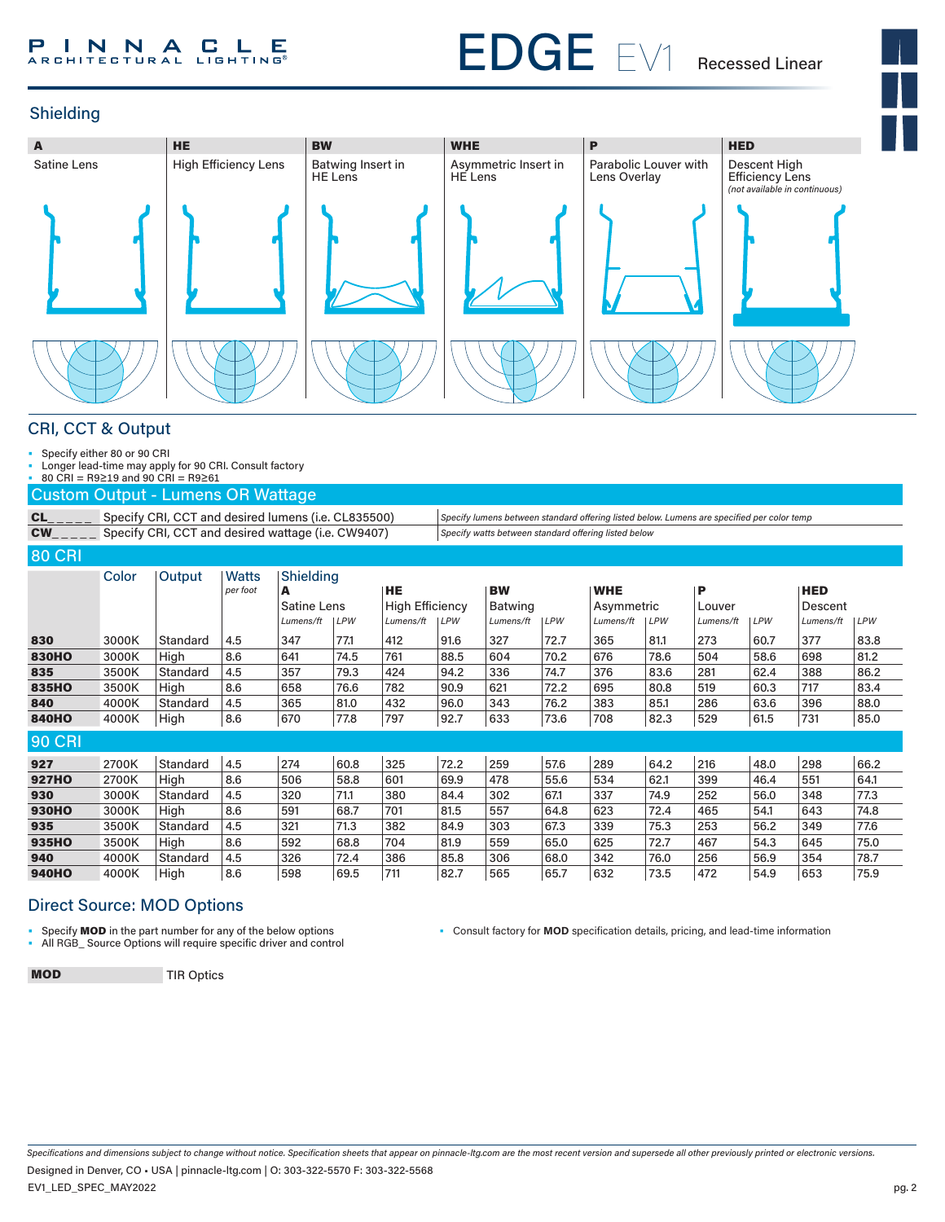## Shielding

| A | HE | BW | WHE | P | HED |
|---|---|---|---|---|---|
| Satine Lens | High Efficiency Lens | Batwing Insert in HE Lens | Asymmetric Insert in HE Lens | Parabolic Louver with Lens Overlay | Descent High Efficiency Lens *(not available in continuous)* |

## CRI, CCT & Output

- Specify either 80 or 90 CRI
- Longer lead-time may apply for 90 CRI. Consult factory
- 80 CRI = R9≥19 and 90 CRI = R9≥61

### Custom Output - Lumens OR Wattage

| | | |
|---|---|---|
| **CL_ _ _ _ _** | Specify CRI, CCT and desired lumens (i.e. CL835500) | *Specify lumens between standard offering listed below. Lumens are specified per color temp* |
| **CW_ _ _ _ _** | Specify CRI, CCT and desired wattage (i.e. CW9407) | *Specify watts between standard offering listed below* |

### 80 CRI

| | Color | Output | Watts *per foot* | Shielding **A** Satine Lens *Lumens/ft* | *LPW* | **HE** High Efficiency *Lumens/ft* | *LPW* | **BW** Batwing *Lumens/ft* | *LPW* | **WHE** Asymmetric *Lumens/ft* | *LPW* | **P** Louver *Lumens/ft* | *LPW* | **HED** Descent *Lumens/ft* | *LPW* |
|---|---|---|---|---|---|---|---|---|---|---|---|---|---|---|---|
| **830** | 3000K | Standard | 4.5 | 347 | 77.1 | 412 | 91.6 | 327 | 72.7 | 365 | 81.1 | 273 | 60.7 | 377 | 83.8 |
| **830HO** | 3000K | High | 8.6 | 641 | 74.5 | 761 | 88.5 | 604 | 70.2 | 676 | 78.6 | 504 | 58.6 | 698 | 81.2 |
| **835** | 3500K | Standard | 4.5 | 357 | 79.3 | 424 | 94.2 | 336 | 74.7 | 376 | 83.6 | 281 | 62.4 | 388 | 86.2 |
| **835HO** | 3500K | High | 8.6 | 658 | 76.6 | 782 | 90.9 | 621 | 72.2 | 695 | 80.8 | 519 | 60.3 | 717 | 83.4 |
| **840** | 4000K | Standard | 4.5 | 365 | 81.0 | 432 | 96.0 | 343 | 76.2 | 383 | 85.1 | 286 | 63.6 | 396 | 88.0 |
| **840HO** | 4000K | High | 8.6 | 670 | 77.8 | 797 | 92.7 | 633 | 73.6 | 708 | 82.3 | 529 | 61.5 | 731 | 85.0 |

### 90 CRI

| | Color | Output | Watts *per foot* | **A** *Lumens/ft* | *LPW* | **HE** *Lumens/ft* | *LPW* | **BW** *Lumens/ft* | *LPW* | **WHE** *Lumens/ft* | *LPW* | **P** *Lumens/ft* | *LPW* | **HED** *Lumens/ft* | *LPW* |
|---|---|---|---|---|---|---|---|---|---|---|---|---|---|---|---|
| **927** | 2700K | Standard | 4.5 | 274 | 60.8 | 325 | 72.2 | 259 | 57.6 | 289 | 64.2 | 216 | 48.0 | 298 | 66.2 |
| **927HO** | 2700K | High | 8.6 | 506 | 58.8 | 601 | 69.9 | 478 | 55.6 | 534 | 62.1 | 399 | 46.4 | 551 | 64.1 |
| **930** | 3000K | Standard | 4.5 | 320 | 71.1 | 380 | 84.4 | 302 | 67.1 | 337 | 74.9 | 252 | 56.0 | 348 | 77.3 |
| **930HO** | 3000K | High | 8.6 | 591 | 68.7 | 701 | 81.5 | 557 | 64.8 | 623 | 72.4 | 465 | 54.1 | 643 | 74.8 |
| **935** | 3500K | Standard | 4.5 | 321 | 71.3 | 382 | 84.9 | 303 | 67.3 | 339 | 75.3 | 253 | 56.2 | 349 | 77.6 |
| **935HO** | 3500K | High | 8.6 | 592 | 68.8 | 704 | 81.9 | 559 | 65.0 | 625 | 72.7 | 467 | 54.3 | 645 | 75.0 |
| **940** | 4000K | Standard | 4.5 | 326 | 72.4 | 386 | 85.8 | 306 | 68.0 | 342 | 76.0 | 256 | 56.9 | 354 | 78.7 |
| **940HO** | 4000K | High | 8.6 | 598 | 69.5 | 711 | 82.7 | 565 | 65.7 | 632 | 73.5 | 472 | 54.9 | 653 | 75.9 |

## Direct Source: MOD Options

- Specify **MOD** in the part number for any of the below options
- All RGB_ Source Options will require specific driver and control
- Consult factory for **MOD** specification details, pricing, and lead-time information

| | |
|---|---|
| **MOD** | TIR Optics |

*Specifications and dimensions subject to change without notice. Specification sheets that appear on pinnacle-ltg.com are the most recent version and supersede all other previously printed or electronic versions.*

Designed in Denver, CO • USA | pinnacle-ltg.com | O: 303-322-5570 F: 303-322-5568

EV1_LED_SPEC_MAY2022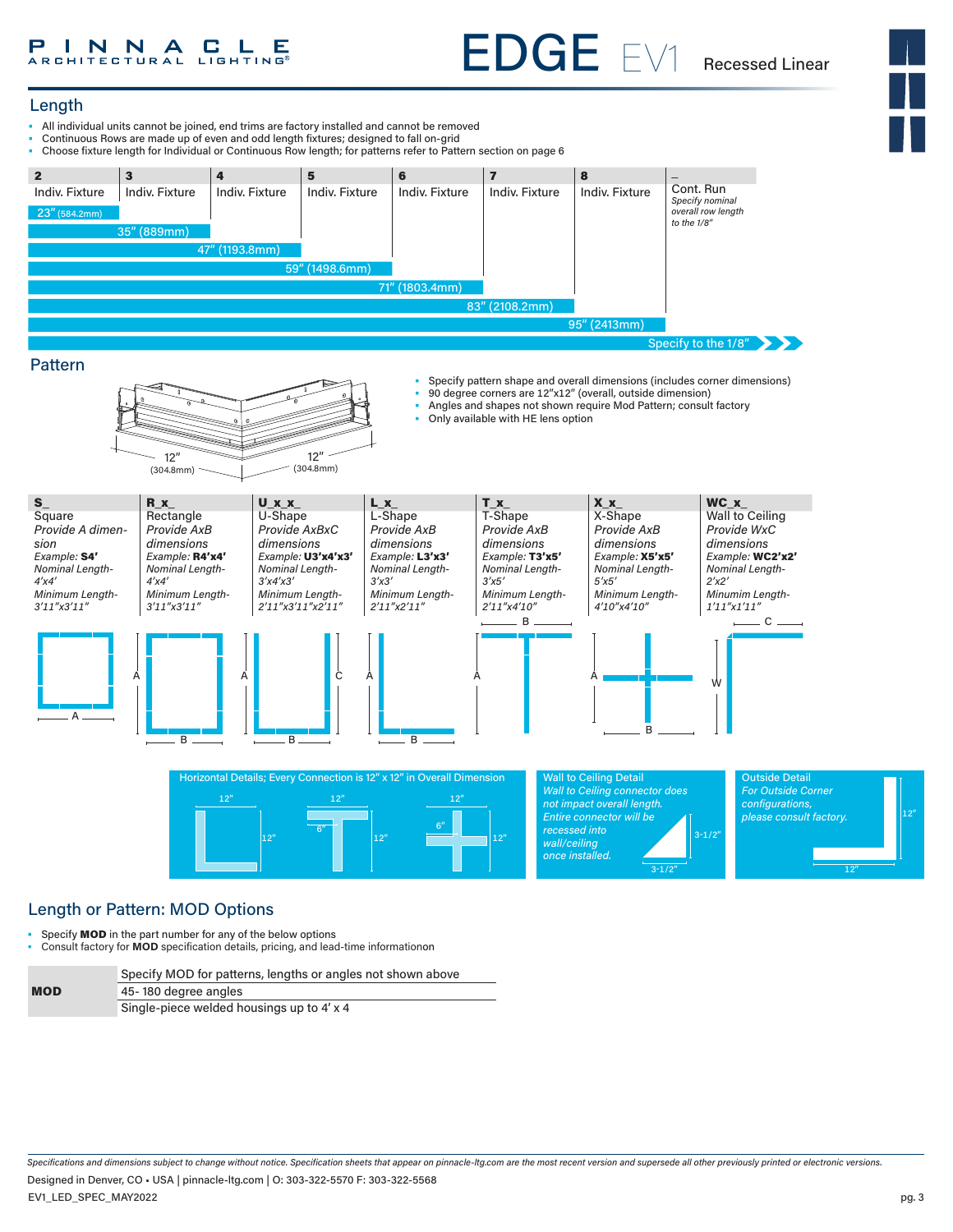## Length

- All individual units cannot be joined, end trims are factory installed and cannot be removed
- Continuous Rows are made up of even and odd length fixtures; designed to fall on-grid
- Choose fixture length for Individual or Continuous Row length; for patterns refer to Pattern section on page 6

| 2 | 3 | 4 | 5 | 6 | 7 | 8 | _ |
|---|---|---|---|---|---|---|---|
| Indiv. Fixture | Indiv. Fixture | Indiv. Fixture | Indiv. Fixture | Indiv. Fixture | Indiv. Fixture | Indiv. Fixture | Cont. Run *Specify nominal overall row length to the 1/8"* |
| 23" (584.2mm) | 35" (889mm) | 47" (1193.8mm) | 59" (1498.6mm) | 71" (1803.4mm) | 83" (2108.2mm) | 95" (2413mm) | Specify to the 1/8" |

## Pattern

12" (304.8mm) 12" (304.8mm)

- Specify pattern shape and overall dimensions (includes corner dimensions)
- 90 degree corners are 12"x12" (overall, outside dimension)
- Angles and shapes not shown require Mod Pattern; consult factory
- Only available with HE lens option

| S_ | R_x_ | U_x_x_ | L_x_ | T_x_ | X_x_ | WC_x_ |
|---|---|---|---|---|---|---|
| Square | Rectangle | U-Shape | L-Shape | T-Shape | X-Shape | Wall to Ceiling |
| *Provide A dimension* | *Provide AxB dimensions* | *Provide AxBxC dimensions* | *Provide AxB dimensions* | *Provide AxB dimensions* | *Provide AxB dimensions* | *Provide WxC dimensions* |
| *Example:* **S4'** | *Example:* **R4'x4'** | *Example:* **U3'x4'x3'** | *Example:* **L3'x3'** | *Example:* **T3'x5'** | *Example:* **X5'x5'** | *Example:* **WC2'x2'** |
| *Nominal Length- 4'x4'* | *Nominal Length- 4'x4'* | *Nominal Length- 3'x4'x3'* | *Nominal Length- 3'x3'* | *Nominal Length- 3'x5'* | *Nominal Length- 5'x5'* | *Nominal Length- 2'x2'* |
| *Minimum Length- 3'11"x3'11"* | *Minimum Length- 3'11"x3'11"* | *Minimum Length- 2'11"x3'11"x2'11"* | *Minimum Length- 2'11"x2'11"* | *Minimum Length- 2'11"x4'10"* | *Minimum Length- 4'10"x4'10"* | *Minumim Length- 1'11"x1'11"* |

**Horizontal Details; Every Connection is 12" x 12" in Overall Dimension**

12" 12" 12" 12" 6" 12" 12" 6" 12"

**Wall to Ceiling Detail**
*Wall to Ceiling connector does not impact overall length. Entire connector will be recessed into wall/ceiling once installed.*

3-1/2" 3-1/2"

**Outside Detail**
*For Outside Corner configurations, please consult factory.*

12" 12"

## Length or Pattern: MOD Options

- Specify **MOD** in the part number for any of the below options
- Consult factory for **MOD** specification details, pricing, and lead-time informationon

| | |
|---|---|
| **MOD** | Specify MOD for patterns, lengths or angles not shown above |
| | 45- 180 degree angles |
| | Single-piece welded housings up to 4' x 4 |

*Specifications and dimensions subject to change without notice. Specification sheets that appear on pinnacle-ltg.com are the most recent version and supersede all other previously printed or electronic versions.*

Designed in Denver, CO • USA | pinnacle-ltg.com | O: 303-322-5570 F: 303-322-5568

EV1_LED_SPEC_MAY2022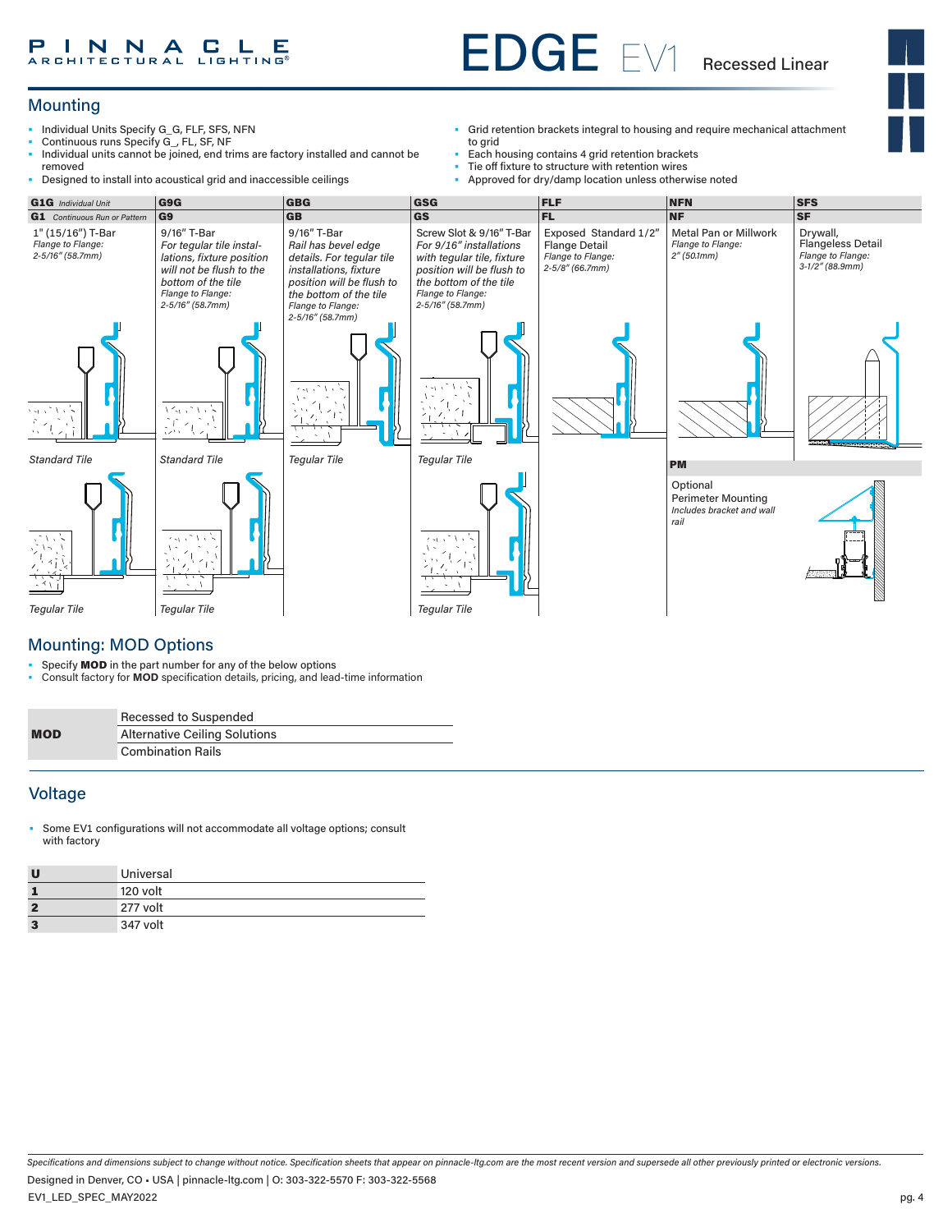## Mounting

- Individual Units Specify G_G, FLF, SFS, NFN
- Continuous runs Specify G_, FL, SF, NF
- Individual units cannot be joined, end trims are factory installed and cannot be removed
- Designed to install into acoustical grid and inaccessible ceilings
- Grid retention brackets integral to housing and require mechanical attachment to grid
- Each housing contains 4 grid retention brackets
- Tie off fixture to structure with retention wires
- Approved for dry/damp location unless otherwise noted

| **G1G** *Individual Unit* | **G9G** | **GBG** | **GSG** | **FLF** | **NFN** | **SFS** |
|---|---|---|---|---|---|---|
| **G1** *Continuous Run or Pattern* | **G9** | **GB** | **GS** | **FL** | **NF** | **SF** |
| 1" (15/16") T-Bar *Flange to Flange: 2-5/16" (58.7mm)* | 9/16" T-Bar *For tegular tile installations, fixture position will not be flush to the bottom of the tile Flange to Flange: 2-5/16" (58.7mm)* | 9/16" T-Bar *Rail has bevel edge details. For tegular tile installations, fixture position will be flush to the bottom of the tile Flange to Flange: 2-5/16" (58.7mm)* | Screw Slot & 9/16" T-Bar *For 9/16" installations with tegular tile, fixture position will be flush to the bottom of the tile Flange to Flange: 2-5/16" (58.7mm)* | Exposed Standard 1/2" Flange Detail *Flange to Flange: 2-5/8" (66.7mm)* | Metal Pan or Millwork *Flange to Flange: 2" (50.1mm)* | Drywall, Flangeless Detail *Flange to Flange: 3-1/2" (88.9mm)* |
| *Standard Tile* | *Standard Tile* | *Tegular Tile* | *Tegular Tile* | | | |
| *Tegular Tile* | *Tegular Tile* | | *Tegular Tile* | | | |

**PM**

Optional Perimeter Mounting *Includes bracket and wall rail*

## Mounting: MOD Options

- Specify **MOD** in the part number for any of the below options
- Consult factory for **MOD** specification details, pricing, and lead-time information

| | |
|---|---|
| **MOD** | Recessed to Suspended |
| | Alternative Ceiling Solutions |
| | Combination Rails |

## Voltage

- Some EV1 configurations will not accommodate all voltage options; consult with factory

| | |
|---|---|
| **U** | Universal |
| **1** | 120 volt |
| **2** | 277 volt |
| **3** | 347 volt |

*Specifications and dimensions subject to change without notice. Specification sheets that appear on pinnacle-ltg.com are the most recent version and supersede all other previously printed or electronic versions.*

Designed in Denver, CO • USA | pinnacle-ltg.com | O: 303-322-5570 F: 303-322-5568

EV1_LED_SPEC_MAY2022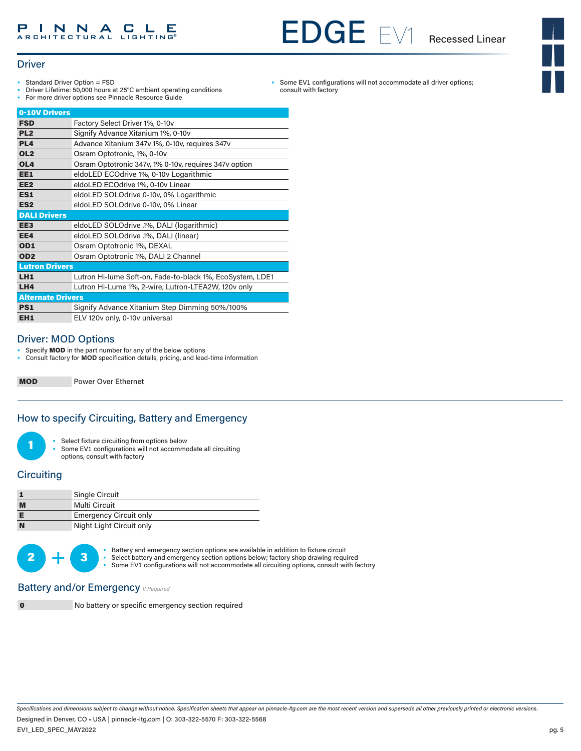## Driver

- Standard Driver Option = FSD
- Driver Lifetime: 50,000 hours at 25°C ambient operating conditions
- For more driver options see Pinnacle Resource Guide
- Some EV1 configurations will not accommodate all driver options; consult with factory

| 0-10V Drivers | |
|---|---|
| **FSD** | Factory Select Driver 1%, 0-10v |
| **PL2** | Signify Advance Xitanium 1%, 0-10v |
| **PL4** | Advance Xitanium 347v 1%, 0-10v, requires 347v |
| **OL2** | Osram Optotronic, 1%, 0-10v |
| **OL4** | Osram Optotronic 347v, 1% 0-10v, requires 347v option |
| **EE1** | eldoLED ECOdrive 1%, 0-10v Logarithmic |
| **EE2** | eldoLED ECOdrive 1%, 0-10v Linear |
| **ES1** | eldoLED SOLOdrive 0-10v, 0% Logarithmic |
| **ES2** | eldoLED SOLOdrive 0-10v, 0% Linear |
| **DALI Drivers** | |
| **EE3** | eldoLED SOLOdrive .1%, DALI (logarithmic) |
| **EE4** | eldoLED SOLOdrive .1%, DALI (linear) |
| **OD1** | Osram Optotronic 1%, DEXAL |
| **OD2** | Osram Optotronic 1%, DALI 2 Channel |
| **Lutron Drivers** | |
| **LH1** | Lutron Hi-lume Soft-on, Fade-to-black 1%, EcoSystem, LDE1 |
| **LH4** | Lutron Hi-Lume 1%, 2-wire, Lutron-LTEA2W, 120v only |
| **Alternate Drivers** | |
| **PS1** | Signify Advance Xitanium Step Dimming 50%/100% |
| **EH1** | ELV 120v only, 0-10v universal |

## Driver: MOD Options

- Specify **MOD** in the part number for any of the below options
- Consult factory for **MOD** specification details, pricing, and lead-time information

| | |
|---|---|
| **MOD** | Power Over Ethernet |

## How to specify Circuiting, Battery and Emergency

**1**

- Select fixture circuiting from options below
- Some EV1 configurations will not accommodate all circuiting options, consult with factory

## Circuiting

| | |
|---|---|
| **1** | Single Circuit |
| **M** | Multi Circuit |
| **E** | Emergency Circuit only |
| **N** | Night Light Circuit only |

**2 + 3**

- Battery and emergency section options are available in addition to fixture circuit
- Select battery and emergency section options below; factory shop drawing required
- Some EV1 configurations will not accommodate all circuiting options, consult with factory

## Battery and/or Emergency *If Required*

| | |
|---|---|
| **0** | No battery or specific emergency section required |

*Specifications and dimensions subject to change without notice. Specification sheets that appear on pinnacle-ltg.com are the most recent version and supersede all other previously printed or electronic versions.*

Designed in Denver, CO • USA | pinnacle-ltg.com | O: 303-322-5570 F: 303-322-5568

EV1_LED_SPEC_MAY2022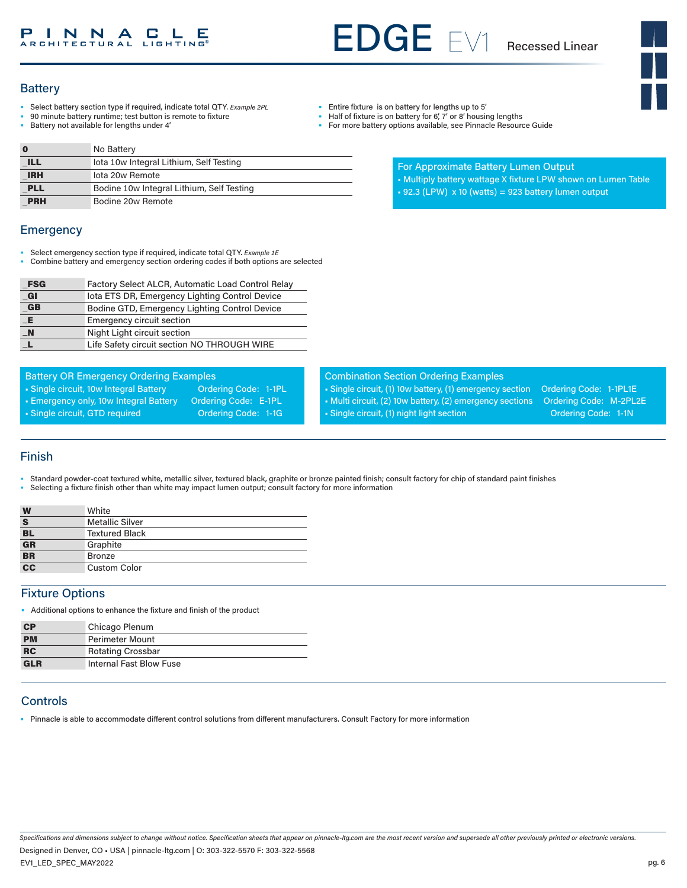## Battery

- Select battery section type if required, indicate total QTY. *Example 2PL*
- 90 minute battery runtime; test button is remote to fixture
- Battery not available for lengths under 4'
- Entire fixture is on battery for lengths up to 5'
- Half of fixture is on battery for 6', 7' or 8' housing lengths
- For more battery options available, see Pinnacle Resource Guide

| Code | Description |
|---|---|
| **0** | No Battery |
| **_ILL** | Iota 10w Integral Lithium, Self Testing |
| **_IRH** | Iota 20w Remote |
| **_PLL** | Bodine 10w Integral Lithium, Self Testing |
| **_PRH** | Bodine 20w Remote |

**For Approximate Battery Lumen Output**

- Multiply battery wattage X fixture LPW shown on Lumen Table
- 92.3 (LPW) x 10 (watts) = 923 battery lumen output

## Emergency

- Select emergency section type if required, indicate total QTY. *Example 1E*
- Combine battery and emergency section ordering codes if both options are selected

| Code | Description |
|---|---|
| **_FSG** | Factory Select ALCR, Automatic Load Control Relay |
| **_GI** | Iota ETS DR, Emergency Lighting Control Device |
| **_GB** | Bodine GTD, Emergency Lighting Control Device |
| **_E** | Emergency circuit section |
| **_N** | Night Light circuit section |
| **_L** | Life Safety circuit section NO THROUGH WIRE |

**Battery OR Emergency Ordering Examples**

- Single circuit, 10w Integral Battery — Ordering Code: 1-1PL
- Emergency only, 10w Integral Battery — Ordering Code: E-1PL
- Single circuit, GTD required — Ordering Code: 1-1G

**Combination Section Ordering Examples**

- Single circuit, (1) 10w battery, (1) emergency section — Ordering Code: 1-1PL1E
- Multi circuit, (2) 10w battery, (2) emergency sections — Ordering Code: M-2PL2E
- Single circuit, (1) night light section — Ordering Code: 1-1N

## Finish

- Standard powder-coat textured white, metallic silver, textured black, graphite or bronze painted finish; consult factory for chip of standard paint finishes
- Selecting a fixture finish other than white may impact lumen output; consult factory for more information

| Code | Description |
|---|---|
| **W** | White |
| **S** | Metallic Silver |
| **BL** | Textured Black |
| **GR** | Graphite |
| **BR** | Bronze |
| **CC** | Custom Color |

## Fixture Options

- Additional options to enhance the fixture and finish of the product

| Code | Description |
|---|---|
| **CP** | Chicago Plenum |
| **PM** | Perimeter Mount |
| **RC** | Rotating Crossbar |
| **GLR** | Internal Fast Blow Fuse |

## Controls

- Pinnacle is able to accommodate different control solutions from different manufacturers. Consult Factory for more information

*Specifications and dimensions subject to change without notice. Specification sheets that appear on pinnacle-ltg.com are the most recent version and supersede all other previously printed or electronic versions.*

Designed in Denver, CO • USA | pinnacle-ltg.com | O: 303-322-5570 F: 303-322-5568

EV1_LED_SPEC_MAY2022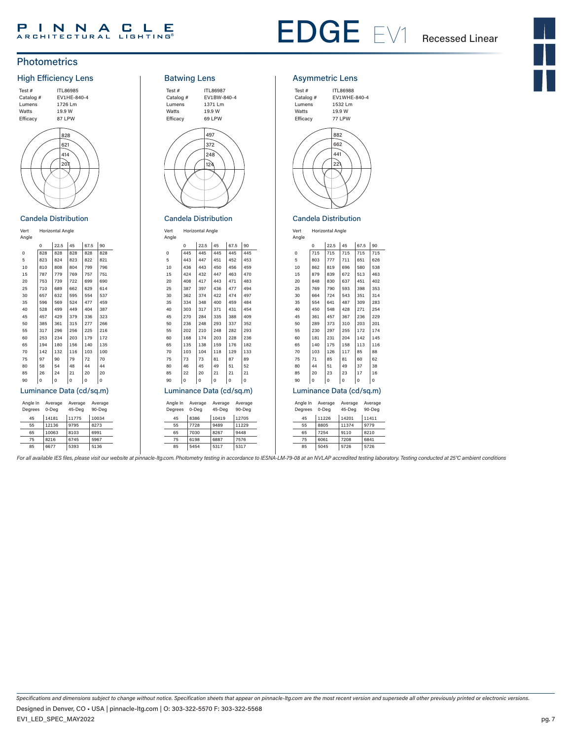# EDGE EV1 Recessed Linear

## Photometrics

### High Efficiency Lens

| | |
|---|---|
| Test # | ITL86985 |
| Catalog # | EV1HE-840-4 |
| Lumens | 1726 Lm |
| Watts | 19.9 W |
| Efficacy | 87 LPW |

#### Candela Distribution

| Vert Angle | Horizontal Angle 0 | 22.5 | 45 | 67.5 | 90 |
|---|---|---|---|---|---|
| 0 | 828 | 828 | 828 | 828 | 828 |
| 5 | 823 | 824 | 823 | 822 | 821 |
| 10 | 810 | 808 | 804 | 799 | 796 |
| 15 | 787 | 779 | 769 | 757 | 751 |
| 20 | 753 | 739 | 722 | 699 | 690 |
| 25 | 710 | 689 | 662 | 629 | 614 |
| 30 | 657 | 632 | 595 | 554 | 537 |
| 35 | 596 | 569 | 524 | 477 | 459 |
| 40 | 528 | 499 | 449 | 404 | 387 |
| 45 | 457 | 429 | 379 | 336 | 323 |
| 50 | 385 | 361 | 315 | 277 | 266 |
| 55 | 317 | 296 | 256 | 225 | 216 |
| 60 | 253 | 234 | 203 | 179 | 172 |
| 65 | 194 | 180 | 156 | 140 | 135 |
| 70 | 142 | 132 | 116 | 103 | 100 |
| 75 | 97 | 90 | 79 | 72 | 70 |
| 80 | 58 | 54 | 48 | 44 | 44 |
| 85 | 26 | 24 | 21 | 20 | 20 |
| 90 | 0 | 0 | 0 | 0 | 0 |

#### Luminance Data (cd/sq.m)

| Angle In Degrees | Average 0-Deg | Average 45-Deg | Average 90-Deg |
|---|---|---|---|
| 45 | 14181 | 11775 | 10034 |
| 55 | 12136 | 9795 | 8273 |
| 65 | 10063 | 8103 | 6991 |
| 75 | 8216 | 6745 | 5967 |
| 85 | 6677 | 5393 | 5136 |

### Batwing Lens

| | |
|---|---|
| Test # | ITL86987 |
| Catalog # | EV1BW-840-4 |
| Lumens | 1371 Lm |
| Watts | 19.9 W |
| Efficacy | 69 LPW |

#### Candela Distribution

| Vert Angle | Horizontal Angle 0 | 22.5 | 45 | 67.5 | 90 |
|---|---|---|---|---|---|
| 0 | 445 | 445 | 445 | 445 | 445 |
| 5 | 443 | 447 | 451 | 452 | 453 |
| 10 | 436 | 443 | 450 | 456 | 459 |
| 15 | 424 | 432 | 447 | 463 | 470 |
| 20 | 408 | 417 | 443 | 471 | 483 |
| 25 | 387 | 397 | 436 | 477 | 494 |
| 30 | 362 | 374 | 422 | 474 | 497 |
| 35 | 334 | 348 | 400 | 459 | 484 |
| 40 | 303 | 317 | 371 | 431 | 454 |
| 45 | 270 | 284 | 335 | 388 | 409 |
| 50 | 236 | 248 | 293 | 337 | 352 |
| 55 | 202 | 210 | 248 | 282 | 293 |
| 60 | 168 | 174 | 203 | 228 | 236 |
| 65 | 135 | 138 | 159 | 176 | 182 |
| 70 | 103 | 104 | 118 | 129 | 133 |
| 75 | 73 | 73 | 81 | 87 | 89 |
| 80 | 46 | 45 | 49 | 51 | 52 |
| 85 | 22 | 20 | 21 | 21 | 21 |
| 90 | 0 | 0 | 0 | 0 | 0 |

#### Luminance Data (cd/sq.m)

| Angle In Degrees | Average 0-Deg | Average 45-Deg | Average 90-Deg |
|---|---|---|---|
| 45 | 8386 | 10419 | 12705 |
| 55 | 7728 | 9489 | 11229 |
| 65 | 7030 | 8267 | 9448 |
| 75 | 6198 | 6887 | 7576 |
| 85 | 5454 | 5317 | 5317 |

### Asymmetric Lens

| | |
|---|---|
| Test # | ITL86988 |
| Catalog # | EV1WHE-840-4 |
| Lumens | 1532 Lm |
| Watts | 19.9 W |
| Efficacy | 77 LPW |

#### Candela Distribution

| Vert Angle | Horizontal Angle 0 | 22.5 | 45 | 67.5 | 90 |
|---|---|---|---|---|---|
| 0 | 715 | 715 | 715 | 715 | 715 |
| 5 | 803 | 777 | 711 | 651 | 626 |
| 10 | 862 | 819 | 696 | 580 | 538 |
| 15 | 879 | 839 | 672 | 513 | 463 |
| 20 | 848 | 830 | 637 | 451 | 402 |
| 25 | 769 | 790 | 593 | 398 | 353 |
| 30 | 664 | 724 | 543 | 351 | 314 |
| 35 | 554 | 641 | 487 | 309 | 283 |
| 40 | 450 | 548 | 428 | 271 | 254 |
| 45 | 361 | 457 | 367 | 236 | 229 |
| 50 | 289 | 373 | 310 | 203 | 201 |
| 55 | 230 | 297 | 255 | 172 | 174 |
| 60 | 181 | 231 | 204 | 142 | 145 |
| 65 | 140 | 175 | 158 | 113 | 116 |
| 70 | 103 | 126 | 117 | 85 | 88 |
| 75 | 71 | 85 | 81 | 60 | 62 |
| 80 | 44 | 51 | 49 | 37 | 38 |
| 85 | 20 | 23 | 23 | 17 | 16 |
| 90 | 0 | 0 | 0 | 0 | 0 |

#### Luminance Data (cd/sq.m)

| Angle In Degrees | Average 0-Deg | Average 45-Deg | Average 90-Deg |
|---|---|---|---|
| 45 | 11226 | 14201 | 11411 |
| 55 | 8805 | 11374 | 9779 |
| 65 | 7254 | 9110 | 8210 |
| 75 | 6061 | 7208 | 6841 |
| 85 | 5045 | 5726 | 5726 |

*For all available IES files, please visit our website at pinnacle-ltg.com. Photometry testing in accordance to IESNA-LM-79-08 at an NVLAP accredited testing laboratory. Testing conducted at 25°C ambient conditions*

*Specifications and dimensions subject to change without notice. Specification sheets that appear on pinnacle-ltg.com are the most recent version and supersede all other previously printed or electronic versions.*

Designed in Denver, CO • USA | pinnacle-ltg.com | O: 303-322-5570 F: 303-322-5568

EV1_LED_SPEC_MAY2022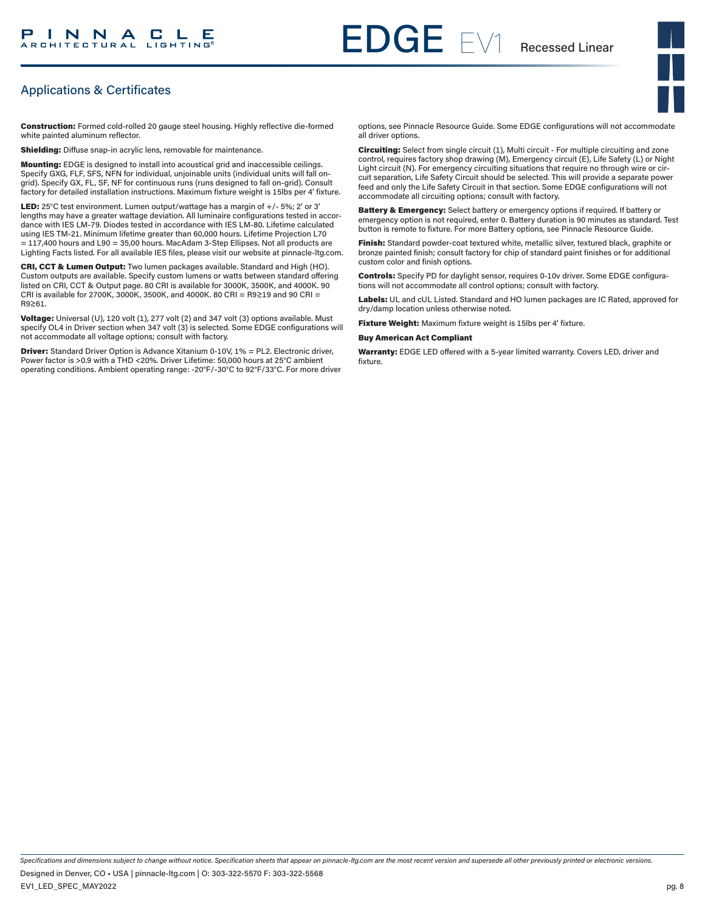## Applications & Certificates

**Construction:** Formed cold-rolled 20 gauge steel housing. Highly reflective die-formed white painted aluminum reflector.

**Shielding:** Diffuse snap-in acrylic lens, removable for maintenance.

**Mounting:** EDGE is designed to install into acoustical grid and inaccessible ceilings. Specify GXG, FLF, SFS, NFN for individual, unjoinable units (individual units will fall on-grid). Specify GX, FL, SF, NF for continuous runs (runs designed to fall on-grid). Consult factory for detailed installation instructions. Maximum fixture weight is 15lbs per 4′ fixture.

**LED:** 25°C test environment. Lumen output/wattage has a margin of +/- 5%; 2′ or 3′ lengths may have a greater wattage deviation. All luminaire configurations tested in accordance with IES LM-79. Diodes tested in accordance with IES LM-80. Lifetime calculated using IES TM-21. Minimum lifetime greater than 60,000 hours. Lifetime Projection L70 = 117,400 hours and L90 = 35,00 hours. MacAdam 3-Step Ellipses. Not all products are Lighting Facts listed. For all available IES files, please visit our website at pinnacle-ltg.com.

**CRI, CCT & Lumen Output:** Two lumen packages available. Standard and High (HO). Custom outputs are available. Specify custom lumens or watts between standard offering listed on CRI, CCT & Output page. 80 CRI is available for 3000K, 3500K, and 4000K. 90 CRI is available for 2700K, 3000K, 3500K, and 4000K. 80 CRI = R9≥19 and 90 CRI = R9≥61.

**Voltage:** Universal (U), 120 volt (1), 277 volt (2) and 347 volt (3) options available. Must specify OL4 in Driver section when 347 volt (3) is selected. Some EDGE configurations will not accommodate all voltage options; consult with factory.

**Driver:** Standard Driver Option is Advance Xitanium 0-10V, 1% = PL2. Electronic driver, Power factor is >0.9 with a THD <20%. Driver Lifetime: 50,000 hours at 25°C ambient operating conditions. Ambient operating range: -20°F/-30°C to 92°F/33°C. For more driver options, see Pinnacle Resource Guide. Some EDGE configurations will not accommodate all driver options.

**Circuiting:** Select from single circuit (1), Multi circuit - For multiple circuiting and zone control, requires factory shop drawing (M), Emergency circuit (E), Life Safety (L) or Night Light circuit (N). For emergency circuiting situations that require no through wire or circuit separation, Life Safety Circuit should be selected. This will provide a separate power feed and only the Life Safety Circuit in that section. Some EDGE configurations will not accommodate all circuiting options; consult with factory.

**Battery & Emergency:** Select battery or emergency options if required. If battery or emergency option is not required, enter 0. Battery duration is 90 minutes as standard. Test button is remote to fixture. For more Battery options, see Pinnacle Resource Guide.

**Finish:** Standard powder-coat textured white, metallic silver, textured black, graphite or bronze painted finish; consult factory for chip of standard paint finishes or for additional custom color and finish options.

**Controls:** Specify PD for daylight sensor, requires 0-10v driver. Some EDGE configurations will not accommodate all control options; consult with factory.

**Labels:** UL and cUL Listed. Standard and HO lumen packages are IC Rated, approved for dry/damp location unless otherwise noted.

**Fixture Weight:** Maximum fixture weight is 15lbs per 4′ fixture.

**Buy American Act Compliant**

**Warranty:** EDGE LED offered with a 5-year limited warranty. Covers LED, driver and fixture.

*Specifications and dimensions subject to change without notice. Specification sheets that appear on pinnacle-ltg.com are the most recent version and supersede all other previously printed or electronic versions.*